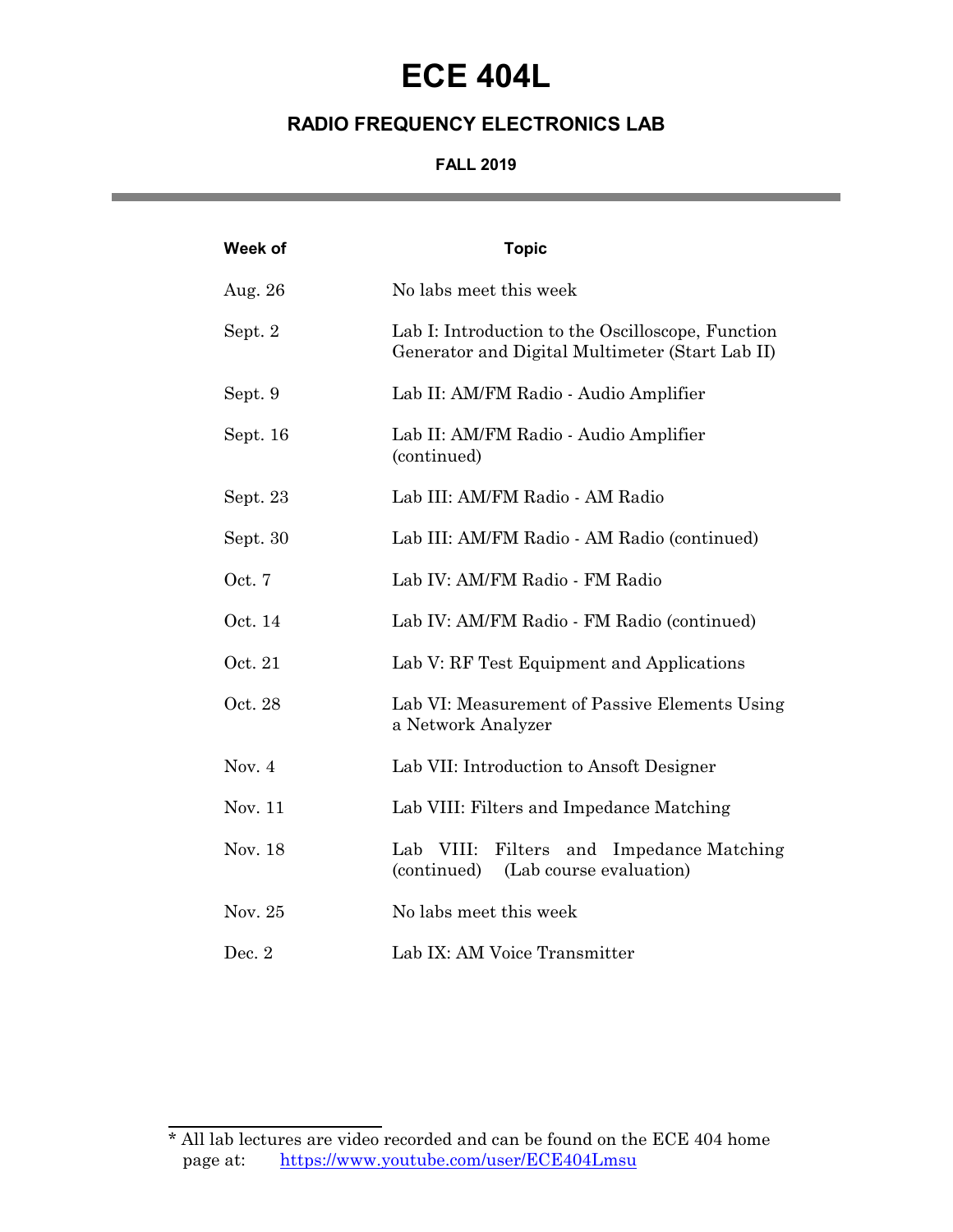# ECE 404L

## RADIO FREQUENCY ELECTRONICS LAB

### FALL 2019

| Week of | Topic |
|---|---|
| Aug. 26 | No labs meet this week |
| Sept. 2 | Lab I: Introduction to the Oscilloscope, Function Generator and Digital Multimeter (Start Lab II) |
| Sept. 9 | Lab II: AM/FM Radio - Audio Amplifier |
| Sept. 16 | Lab II: AM/FM Radio - Audio Amplifier (continued) |
| Sept. 23 | Lab III: AM/FM Radio - AM Radio |
| Sept. 30 | Lab III: AM/FM Radio - AM Radio (continued) |
| Oct. 7 | Lab IV: AM/FM Radio - FM Radio |
| Oct. 14 | Lab IV: AM/FM Radio - FM Radio (continued) |
| Oct. 21 | Lab V: RF Test Equipment and Applications |
| Oct. 28 | Lab VI: Measurement of Passive Elements Using a Network Analyzer |
| Nov. 4 | Lab VII: Introduction to Ansoft Designer |
| Nov. 11 | Lab VIII: Filters and Impedance Matching |
| Nov. 18 | Lab VIII: Filters and Impedance Matching (continued) (Lab course evaluation) |
| Nov. 25 | No labs meet this week |
| Dec. 2 | Lab IX: AM Voice Transmitter |

---

* All lab lectures are video recorded and can be found on the ECE 404 home page at: https://www.youtube.com/user/ECE404Lmsu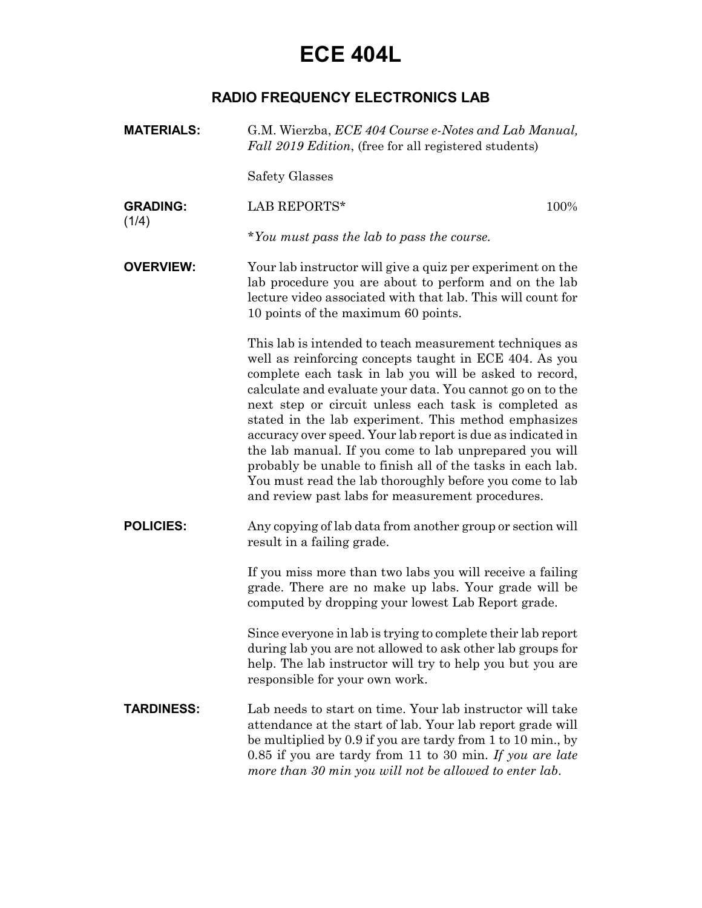# ECE 404L

## RADIO FREQUENCY ELECTRONICS LAB

**MATERIALS:** G.M. Wierzba, *ECE 404 Course e-Notes and Lab Manual, Fall 2019 Edition*, (free for all registered students)

Safety Glasses

**GRADING:** (1/4)

LAB REPORTS* 100%

**You must pass the lab to pass the course.*

**OVERVIEW:** Your lab instructor will give a quiz per experiment on the lab procedure you are about to perform and on the lab lecture video associated with that lab. This will count for 10 points of the maximum 60 points.

This lab is intended to teach measurement techniques as well as reinforcing concepts taught in ECE 404. As you complete each task in lab you will be asked to record, calculate and evaluate your data. You cannot go on to the next step or circuit unless each task is completed as stated in the lab experiment. This method emphasizes accuracy over speed. Your lab report is due as indicated in the lab manual. If you come to lab unprepared you will probably be unable to finish all of the tasks in each lab. You must read the lab thoroughly before you come to lab and review past labs for measurement procedures.

**POLICIES:** Any copying of lab data from another group or section will result in a failing grade.

If you miss more than two labs you will receive a failing grade. There are no make up labs. Your grade will be computed by dropping your lowest Lab Report grade.

Since everyone in lab is trying to complete their lab report during lab you are not allowed to ask other lab groups for help. The lab instructor will try to help you but you are responsible for your own work.

**TARDINESS:** Lab needs to start on time. Your lab instructor will take attendance at the start of lab. Your lab report grade will be multiplied by 0.9 if you are tardy from 1 to 10 min., by 0.85 if you are tardy from 11 to 30 min. *If you are late more than 30 min you will not be allowed to enter lab.*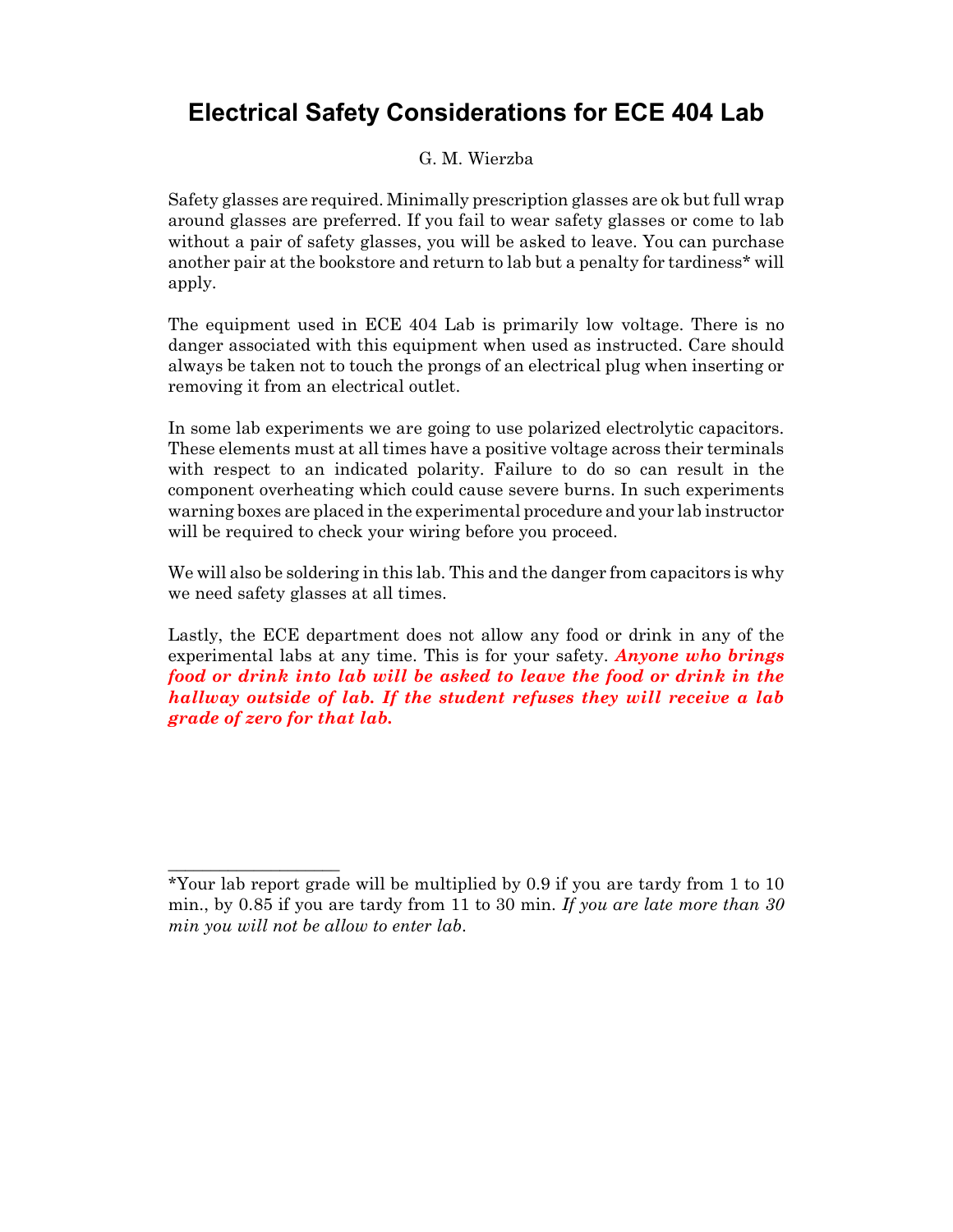# Electrical Safety Considerations for ECE 404 Lab

G. M. Wierzba

Safety glasses are required. Minimally prescription glasses are ok but full wrap around glasses are preferred. If you fail to wear safety glasses or come to lab without a pair of safety glasses, you will be asked to leave. You can purchase another pair at the bookstore and return to lab but a penalty for tardiness* will apply.

The equipment used in ECE 404 Lab is primarily low voltage. There is no danger associated with this equipment when used as instructed. Care should always be taken not to touch the prongs of an electrical plug when inserting or removing it from an electrical outlet.

In some lab experiments we are going to use polarized electrolytic capacitors. These elements must at all times have a positive voltage across their terminals with respect to an indicated polarity. Failure to do so can result in the component overheating which could cause severe burns. In such experiments warning boxes are placed in the experimental procedure and your lab instructor will be required to check your wiring before you proceed.

We will also be soldering in this lab. This and the danger from capacitors is why we need safety glasses at all times.

Lastly, the ECE department does not allow any food or drink in any of the experimental labs at any time. This is for your safety. ***Anyone who brings food or drink into lab will be asked to leave the food or drink in the hallway outside of lab. If the student refuses they will receive a lab grade of zero for that lab.***

---

*Your lab report grade will be multiplied by 0.9 if you are tardy from 1 to 10 min., by 0.85 if you are tardy from 11 to 30 min. *If you are late more than 30 min you will not be allow to enter lab.*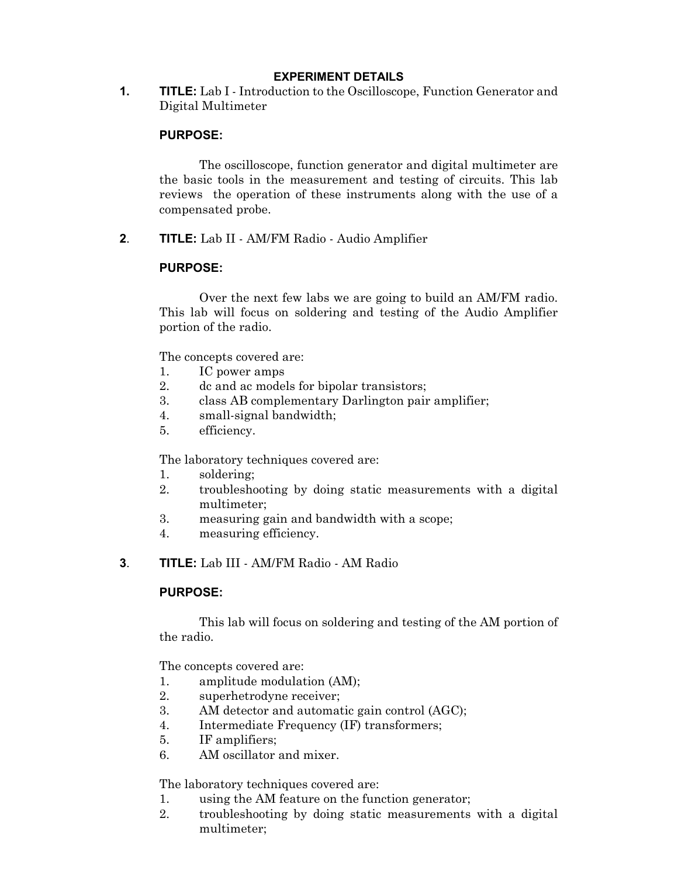## EXPERIMENT DETAILS

**1. TITLE:** Lab I - Introduction to the Oscilloscope, Function Generator and Digital Multimeter

**PURPOSE:**

The oscilloscope, function generator and digital multimeter are the basic tools in the measurement and testing of circuits. This lab reviews the operation of these instruments along with the use of a compensated probe.

**2. TITLE:** Lab II - AM/FM Radio - Audio Amplifier

**PURPOSE:**

Over the next few labs we are going to build an AM/FM radio. This lab will focus on soldering and testing of the Audio Amplifier portion of the radio.

The concepts covered are:

1. IC power amps
2. dc and ac models for bipolar transistors;
3. class AB complementary Darlington pair amplifier;
4. small-signal bandwidth;
5. efficiency.

The laboratory techniques covered are:

1. soldering;
2. troubleshooting by doing static measurements with a digital multimeter;
3. measuring gain and bandwidth with a scope;
4. measuring efficiency.

**3. TITLE:** Lab III - AM/FM Radio - AM Radio

**PURPOSE:**

This lab will focus on soldering and testing of the AM portion of the radio.

The concepts covered are:

1. amplitude modulation (AM);
2. superhetrodyne receiver;
3. AM detector and automatic gain control (AGC);
4. Intermediate Frequency (IF) transformers;
5. IF amplifiers;
6. AM oscillator and mixer.

The laboratory techniques covered are:

1. using the AM feature on the function generator;
2. troubleshooting by doing static measurements with a digital multimeter;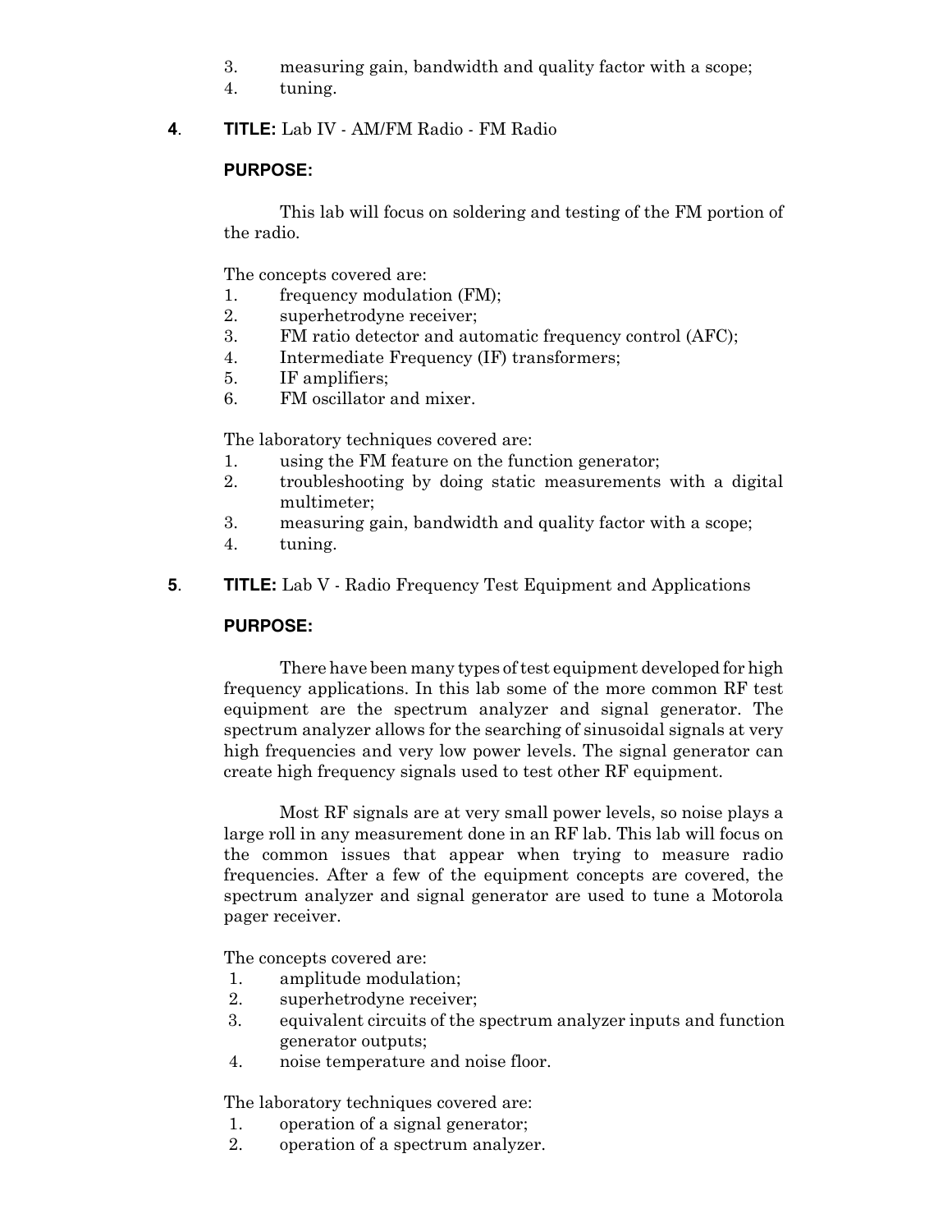3. measuring gain, bandwidth and quality factor with a scope;
4. tuning.

**4**. **TITLE:** Lab IV - AM/FM Radio - FM Radio

**PURPOSE:**

This lab will focus on soldering and testing of the FM portion of the radio.

The concepts covered are:

1. frequency modulation (FM);
2. superhetrodyne receiver;
3. FM ratio detector and automatic frequency control (AFC);
4. Intermediate Frequency (IF) transformers;
5. IF amplifiers;
6. FM oscillator and mixer.

The laboratory techniques covered are:

1. using the FM feature on the function generator;
2. troubleshooting by doing static measurements with a digital multimeter;
3. measuring gain, bandwidth and quality factor with a scope;
4. tuning.

**5**. **TITLE:** Lab V - Radio Frequency Test Equipment and Applications

**PURPOSE:**

There have been many types of test equipment developed for high frequency applications. In this lab some of the more common RF test equipment are the spectrum analyzer and signal generator. The spectrum analyzer allows for the searching of sinusoidal signals at very high frequencies and very low power levels. The signal generator can create high frequency signals used to test other RF equipment.

Most RF signals are at very small power levels, so noise plays a large roll in any measurement done in an RF lab. This lab will focus on the common issues that appear when trying to measure radio frequencies. After a few of the equipment concepts are covered, the spectrum analyzer and signal generator are used to tune a Motorola pager receiver.

The concepts covered are:

1. amplitude modulation;
2. superhetrodyne receiver;
3. equivalent circuits of the spectrum analyzer inputs and function generator outputs;
4. noise temperature and noise floor.

The laboratory techniques covered are:

1. operation of a signal generator;
2. operation of a spectrum analyzer.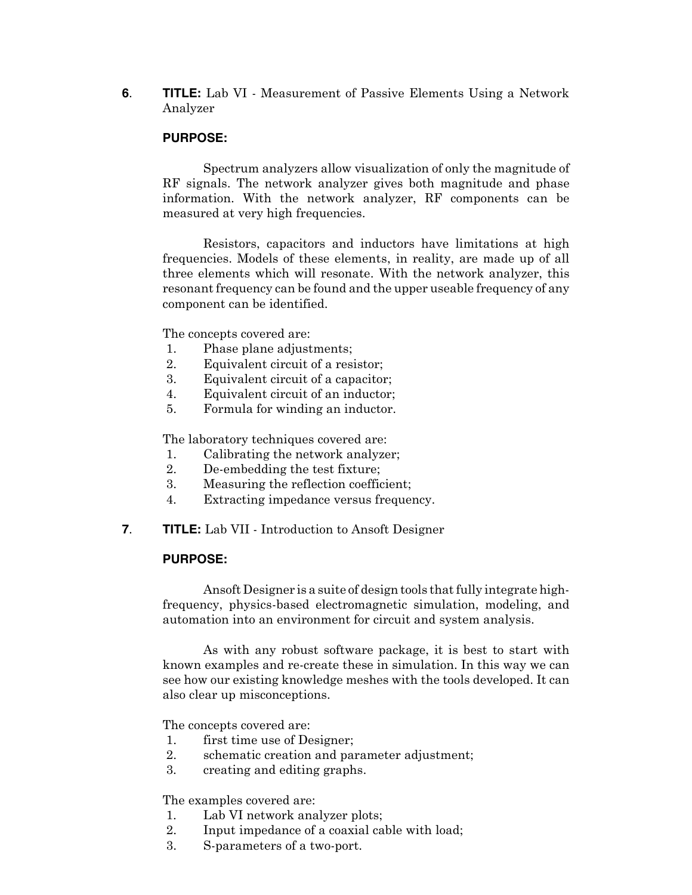**6**. **TITLE:** Lab VI - Measurement of Passive Elements Using a Network Analyzer

**PURPOSE:**

Spectrum analyzers allow visualization of only the magnitude of RF signals. The network analyzer gives both magnitude and phase information. With the network analyzer, RF components can be measured at very high frequencies.

Resistors, capacitors and inductors have limitations at high frequencies. Models of these elements, in reality, are made up of all three elements which will resonate. With the network analyzer, this resonant frequency can be found and the upper useable frequency of any component can be identified.

The concepts covered are:

1. Phase plane adjustments;
2. Equivalent circuit of a resistor;
3. Equivalent circuit of a capacitor;
4. Equivalent circuit of an inductor;
5. Formula for winding an inductor.

The laboratory techniques covered are:

1. Calibrating the network analyzer;
2. De-embedding the test fixture;
3. Measuring the reflection coefficient;
4. Extracting impedance versus frequency.

**7**. **TITLE:** Lab VII - Introduction to Ansoft Designer

**PURPOSE:**

Ansoft Designer is a suite of design tools that fully integrate high-frequency, physics-based electromagnetic simulation, modeling, and automation into an environment for circuit and system analysis.

As with any robust software package, it is best to start with known examples and re-create these in simulation. In this way we can see how our existing knowledge meshes with the tools developed. It can also clear up misconceptions.

The concepts covered are:

1. first time use of Designer;
2. schematic creation and parameter adjustment;
3. creating and editing graphs.

The examples covered are:

1. Lab VI network analyzer plots;
2. Input impedance of a coaxial cable with load;
3. S-parameters of a two-port.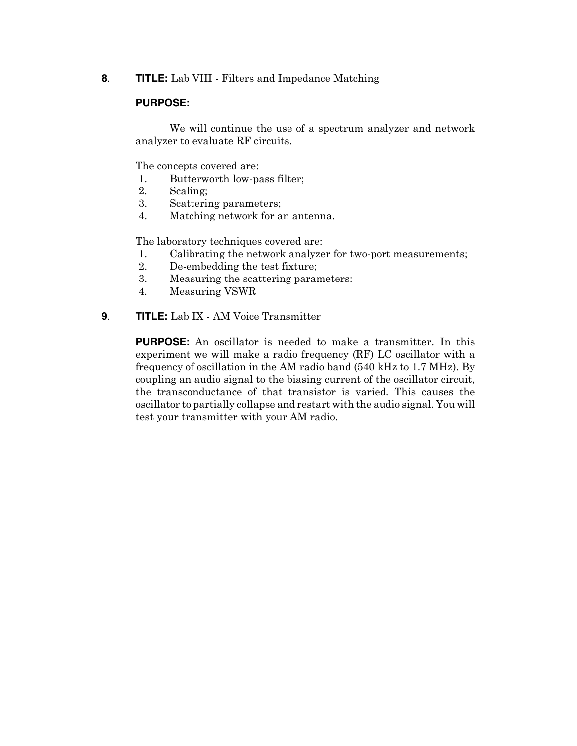**8**. **TITLE:** Lab VIII - Filters and Impedance Matching

**PURPOSE:**

We will continue the use of a spectrum analyzer and network analyzer to evaluate RF circuits.

The concepts covered are:

1. Butterworth low-pass filter;
2. Scaling;
3. Scattering parameters;
4. Matching network for an antenna.

The laboratory techniques covered are:

1. Calibrating the network analyzer for two-port measurements;
2. De-embedding the test fixture;
3. Measuring the scattering parameters:
4. Measuring VSWR

**9**. **TITLE:** Lab IX - AM Voice Transmitter

**PURPOSE:** An oscillator is needed to make a transmitter. In this experiment we will make a radio frequency (RF) LC oscillator with a frequency of oscillation in the AM radio band (540 kHz to 1.7 MHz). By coupling an audio signal to the biasing current of the oscillator circuit, the transconductance of that transistor is varied. This causes the oscillator to partially collapse and restart with the audio signal. You will test your transmitter with your AM radio.